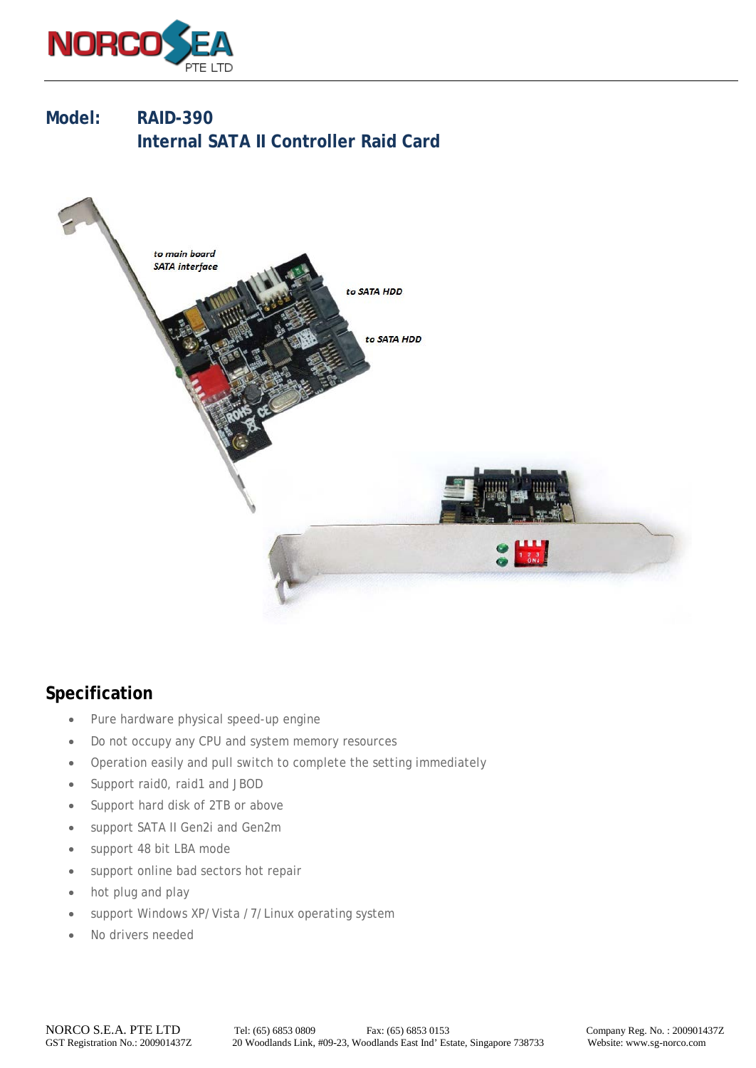**Model: RAID-390**

**Internal SATA II Controller Raid Card**

## Specification

- Pure hardware physical speed-up engine
- Do not occupy any CPU and system memory resources
- Operation easily and pull switch to complete the setting immediately
- Support raid0, raid1 and JBOD
- Support hard disk of 2TB or above
- support SATA II Gen2i and Gen2m
- support 48 bit LBA mode
- support online bad sectors hot repair
- hot plug and play
- support Windows XP/ Vista / 7/ Linux operating system
- No drivers needed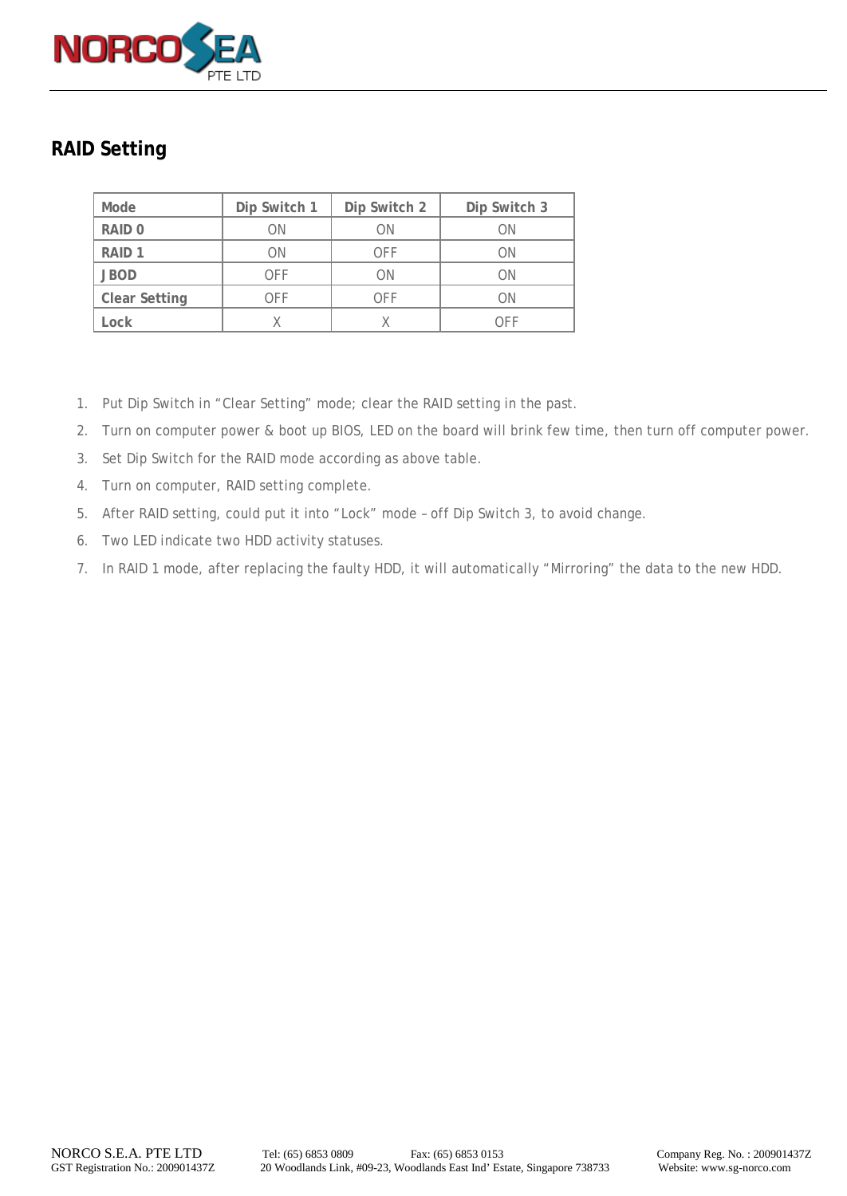## RAID Setting

| Mode | Dip Switch 1 | Dip Switch 2 | Dip Switch 3 |
|---|---|---|---|
| **RAID 0** | ON | ON | ON |
| **RAID 1** | ON | OFF | ON |
| **JBOD** | OFF | ON | ON |
| **Clear Setting** | OFF | OFF | ON |
| **Lock** | X | X | OFF |

1. Put Dip Switch in "Clear Setting" mode; clear the RAID setting in the past.
2. Turn on computer power & boot up BIOS, LED on the board will brink few time, then turn off computer power.
3. Set Dip Switch for the RAID mode according as above table.
4. Turn on computer, RAID setting complete.
5. After RAID setting, could put it into "Lock" mode – off Dip Switch 3, to avoid change.
6. Two LED indicate two HDD activity statuses.
7. In RAID 1 mode, after replacing the faulty HDD, it will automatically "Mirroring" the data to the new HDD.